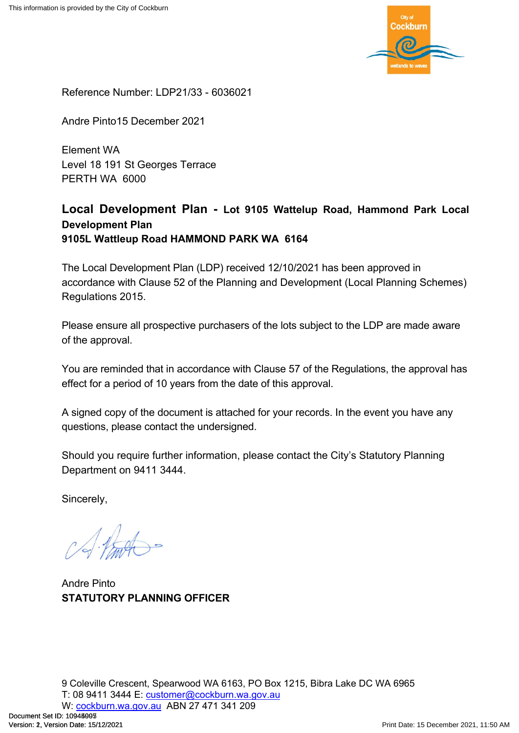Reference Number: LDP21/33 - 6036021

Andre Pinto15 December 2021

Element WA
Level 18 191 St Georges Terrace
PERTH WA  6000

**Local Development Plan - Lot 9105 Wattelup Road, Hammond Park Local Development Plan**
**9105L Wattleup Road HAMMOND PARK WA  6164**

The Local Development Plan (LDP) received 12/10/2021 has been approved in accordance with Clause 52 of the Planning and Development (Local Planning Schemes) Regulations 2015.

Please ensure all prospective purchasers of the lots subject to the LDP are made aware of the approval.

You are reminded that in accordance with Clause 57 of the Regulations, the approval has effect for a period of 10 years from the date of this approval.

A signed copy of the document is attached for your records. In the event you have any questions, please contact the undersigned.

Should you require further information, please contact the City's Statutory Planning Department on 9411 3444.

Sincerely,

Andre Pinto
**STATUTORY PLANNING OFFICER**

9 Coleville Crescent, Spearwood WA 6163, PO Box 1215, Bibra Lake DC WA 6965
T: 08 9411 3444 E: customer@cockburn.wa.gov.au
W: cockburn.wa.gov.au  ABN 27 471 341 209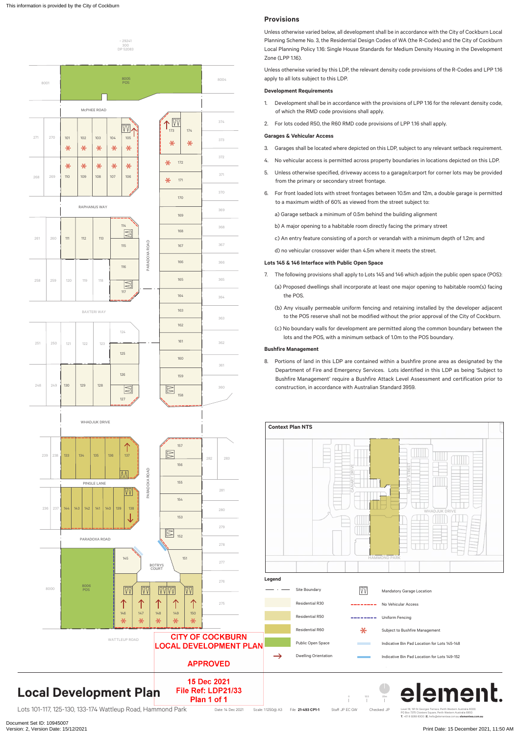This information is provided by the City of Cockburn

## Provisions

Unless otherwise varied below, all development shall be in accordance with the City of Cockburn Local Planning Scheme No. 3, the Residential Design Codes of WA (the R-Codes) and the City of Cockburn Local Planning Policy 1.16: Single House Standards for Medium Density Housing in the Development Zone (LPP 1.16).

Unless otherwise varied by this LDP, the relevant density code provisions of the R-Codes and LPP 1.16 apply to all lots subject to this LDP.

### Development Requirements

1. Development shall be in accordance with the provisions of LPP 1.16 for the relevant density code, of which the RMD code provisions shall apply.
2. For lots coded R50, the R60 RMD code provisions of LPP 1.16 shall apply.

### Garages & Vehicular Access

3. Garages shall be located where depicted on this LDP, subject to any relevant setback requirement.
4. No vehicular access is permitted across property boundaries in locations depicted on this LDP.
5. Unless otherwise specified, driveway access to a garage/carport for corner lots may be provided from the primary or secondary street frontage.
6. For front loaded lots with street frontages between 10.5m and 12m, a double garage is permitted to a maximum width of 60% as viewed from the street subject to:

   a) Garage setback a minimum of 0.5m behind the building alignment

   b) A major opening to a habitable room directly facing the primary street

   c) An entry feature consisting of a porch or verandah with a minimum depth of 1.2m; and

   d) no vehicular crossover wider than 4.5m where it meets the street.

### Lots 145 & 146 Interface with Public Open Space

7. The following provisions shall apply to Lots 145 and 146 which adjoin the public open space (POS):

   (a) Proposed dwellings shall incorporate at least one major opening to habitable room(s) facing the POS.

   (b) Any visually permeable uniform fencing and retaining installed by the developer adjacent to the POS reserve shall not be modified without the prior approval of the City of Cockburn.

   (c) No boundary walls for development are permitted along the common boundary between the lots and the POS, with a minimum setback of 1.0m to the POS boundary.

### Bushfire Management

8. Portions of land in this LDP are contained within a bushfire prone area as designated by the Department of Fire and Emergency Services. Lots identified in this LDP as being 'Subject to Bushfire Management' require a Bushfire Attack Level Assessment and certification prior to construction, in accordance with Australian Standard 3959.

### Context Plan NTS

CANARY DRIVE
NETTUP STREET
WHADJUK DRIVE
HAMMOND PARK

### Legend

- Site Boundary
- Residential R30
- Residential R50
- Residential R60
- Public Open Space
- Dwelling Orientation
- Mandatory Garage Location
- No Vehicular Access
- Uniform Fencing
- Subject to Bushfire Management
- Indicative Bin Pad Location for Lots 145-148
- Indicative Bin Pad Location for Lots 149-152

~ 29241 300 DP 52083

8001 8005 POS 8004 McPHEE ROAD 271 270 101 102 103 104 105 173 174 374 373 372 268 269 110 109 108 107 106 172 171 371 370 170 RAPHANUS WAY 169 369 114 168 368 261 260 111 112 113 115 167 367 PARADOXA ROAD 166 366 116 258 259 120 119 118 165 365 117 164 364 BAXTERI WAY 163 363 162 124 251 250 121 122 123 161 362 125 160 361 159 126 248 249 130 129 128 360 127 158 WHADJUK DRIVE 157 239 238 133 134 135 136 137 282 283 156 PINGLE LANE PARADOXA ROAD 155 281 154 236 237 144 143 142 141 140 139 138 280 153 279 PARADOXA ROAD 152 278 145 BOTRYS COURT 151 277 8000 8006 POS 276 275 146 147 148 149 150 WATTLEUP ROAD

**CITY OF COCKBURN**
**LOCAL DEVELOPMENT PLAN**

**APPROVED**

**15 Dec 2021**
**File Ref: LDP21/33**
**Plan 1 of 1**

# Local Development Plan

Lots 101-117, 125-130, 133-174 Wattleup Road, Hammond Park

Date: 14 Dec 2021 Scale: 1:1250@ A3 File: 21-493 CP1-1 Staff: JP EC GW Checked: JP

0 12.5 25m

**element.**

Level 18, 191 St Georges Terrace, Perth Western Australia 6000
PO Box 7375 Cloisters Square, Perth Western Australia 6850
T. +61 8 9289 8300 | E. hello@elementwa.com.au elementwa.com.au

Document Set ID: 10945007
Version: 2, Version Date: 15/12/2021

Print Date: 15 December 2021, 11:50 AM